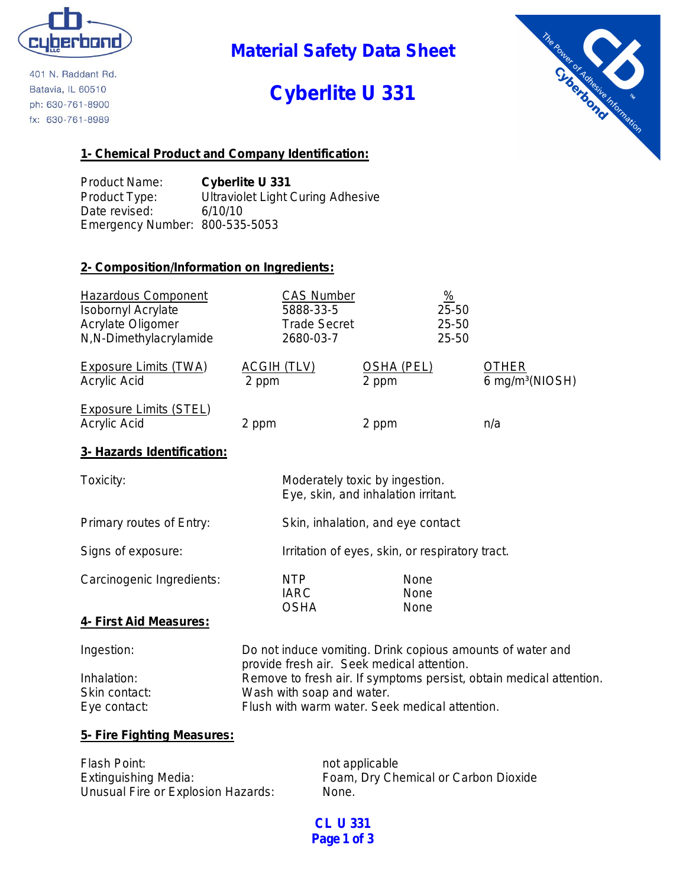cyberbond

401 N. Raddant Rd.
Batavia, IL 60510
ph: 630-761-8900
fx: 630-761-8989

# Material Safety Data Sheet

# Cyberlite U 331

## 1- Chemical Product and Company Identification:

Product Name: **Cyberlite U 331**
Product Type: Ultraviolet Light Curing Adhesive
Date revised: 6/10/10
Emergency Number: 800-535-5053

## 2- Composition/Information on Ingredients:

| Hazardous Component | CAS Number | % |
|---|---|---|
| Isobornyl Acrylate | 5888-33-5 | 25-50 |
| Acrylate Oligomer | Trade Secret | 25-50 |
| N,N-Dimethylacrylamide | 2680-03-7 | 25-50 |

| Exposure Limits (TWA) | ACGIH (TLV) | OSHA (PEL) | OTHER |
|---|---|---|---|
| Acrylic Acid | 2 ppm | 2 ppm | 6 mg/m³(NIOSH) |

| Exposure Limits (STEL) | | | |
|---|---|---|---|
| Acrylic Acid | 2 ppm | 2 ppm | n/a |

## 3- Hazards Identification:

| | |
|---|---|
| Toxicity: | Moderately toxic by ingestion. Eye, skin, and inhalation irritant. |
| Primary routes of Entry: | Skin, inhalation, and eye contact |
| Signs of exposure: | Irritation of eyes, skin, or respiratory tract. |

Carcinogenic Ingredients:

| | |
|---|---|
| NTP | None |
| IARC | None |
| OSHA | None |

## 4- First Aid Measures:

| | |
|---|---|
| Ingestion: | Do not induce vomiting. Drink copious amounts of water and provide fresh air. Seek medical attention. |
| Inhalation: | Remove to fresh air. If symptoms persist, obtain medical attention. |
| Skin contact: | Wash with soap and water. |
| Eye contact: | Flush with warm water. Seek medical attention. |

## 5- Fire Fighting Measures:

| | |
|---|---|
| Flash Point: | not applicable |
| Extinguishing Media: | Foam, Dry Chemical or Carbon Dioxide |
| Unusual Fire or Explosion Hazards: | None. |

CL U 331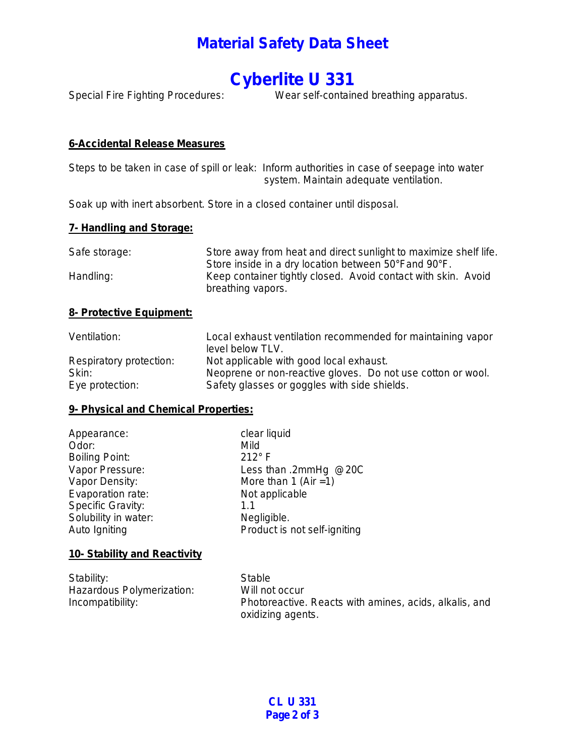Special Fire Fighting Procedures: Wear self-contained breathing apparatus.

## 6-Accidental Release Measures

Steps to be taken in case of spill or leak: Inform authorities in case of seepage into water system. Maintain adequate ventilation.

Soak up with inert absorbent. Store in a closed container until disposal.

## 7- Handling and Storage:

| | |
|---|---|
| Safe storage: | Store away from heat and direct sunlight to maximize shelf life. Store inside in a dry location between 50°F and 90°F. |
| Handling: | Keep container tightly closed. Avoid contact with skin. Avoid breathing vapors. |

## 8- Protective Equipment:

| | |
|---|---|
| Ventilation: | Local exhaust ventilation recommended for maintaining vapor level below TLV. |
| Respiratory protection: | Not applicable with good local exhaust. |
| Skin: | Neoprene or non-reactive gloves. Do not use cotton or wool. |
| Eye protection: | Safety glasses or goggles with side shields. |

## 9- Physical and Chemical Properties:

| | |
|---|---|
| Appearance: | clear liquid |
| Odor: | Mild |
| Boiling Point: | 212° F |
| Vapor Pressure: | Less than .2mmHg @20C |
| Vapor Density: | More than 1 (Air =1) |
| Evaporation rate: | Not applicable |
| Specific Gravity: | 1.1 |
| Solubility in water: | Negligible. |
| Auto Igniting | Product is not self-igniting |

## 10- Stability and Reactivity

| | |
|---|---|
| Stability: | Stable |
| Hazardous Polymerization: | Will not occur |
| Incompatibility: | Photoreactive. Reacts with amines, acids, alkalis, and oxidizing agents. |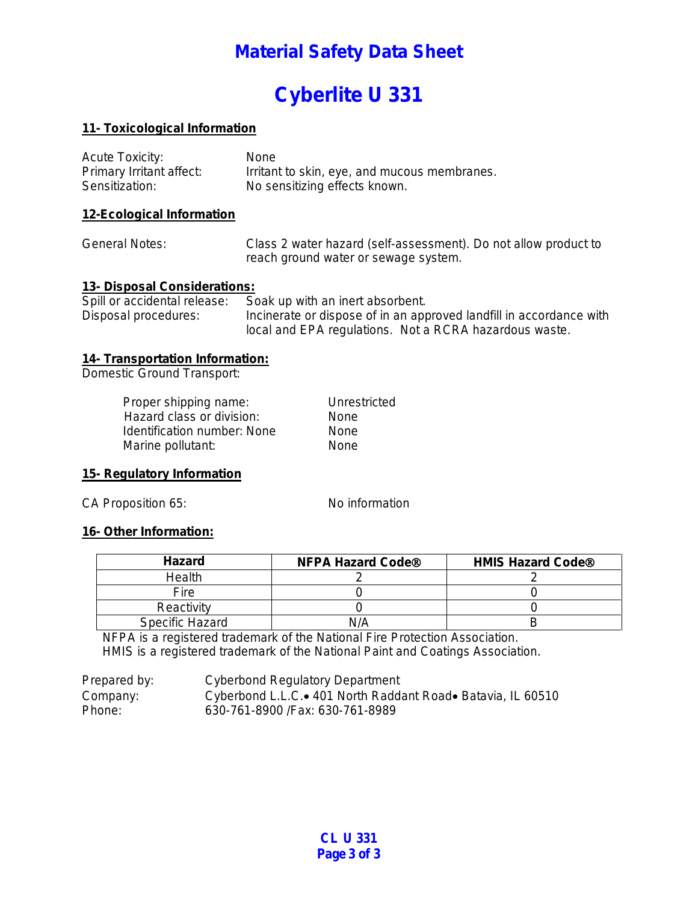# Material Safety Data Sheet

# Cyberlite U 331

## 11- Toxicological Information

Acute Toxicity: None
Primary Irritant affect: Irritant to skin, eye, and mucous membranes.
Sensitization: No sensitizing effects known.

## 12-Ecological Information

General Notes: Class 2 water hazard (self-assessment). Do not allow product to reach ground water or sewage system.

## 13- Disposal Considerations:

Spill or accidental release: Soak up with an inert absorbent.
Disposal procedures: Incinerate or dispose of in an approved landfill in accordance with local and EPA regulations. Not a RCRA hazardous waste.

## 14- Transportation Information:

Domestic Ground Transport:

Proper shipping name: Unrestricted
Hazard class or division: None
Identification number: None None
Marine pollutant: None

## 15- Regulatory Information

CA Proposition 65: No information

## 16- Other Information:

| Hazard | NFPA Hazard Code® | HMIS Hazard Code® |
|---|---|---|
| Health | 2 | 2 |
| Fire | 0 | 0 |
| Reactivity | 0 | 0 |
| Specific Hazard | N/A | B |

NFPA is a registered trademark of the National Fire Protection Association.
HMIS is a registered trademark of the National Paint and Coatings Association.

Prepared by: Cyberbond Regulatory Department
Company: Cyberbond L.L.C.• 401 North Raddant Road• Batavia, IL 60510
Phone: 630-761-8900 /Fax: 630-761-8989